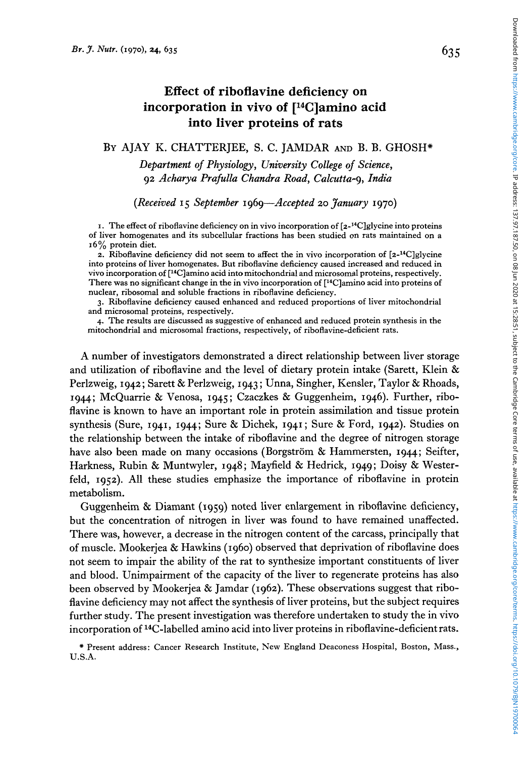# Effect of riboflavine deficiency on incorporation in vivo of [$^{14}$C]amino acid into liver proteins of rats

By AJAY K. CHATTERJEE, S. C. JAMDAR and B. B. GHOSH*

*Department of Physiology, University College of Science, 92 Acharya Prafulla Chandra Road, Calcutta-9, India*

*(Received 15 September 1969—Accepted 20 January 1970)*

1. The effect of riboflavine deficiency on in vivo incorporation of [2-$^{14}$C]glycine into proteins of liver homogenates and its subcellular fractions has been studied on rats maintained on a 16% protein diet.
2. Riboflavine deficiency did not seem to affect the in vivo incorporation of [2-$^{14}$C]glycine into proteins of liver homogenates. But riboflavine deficiency caused increased and reduced in vivo incorporation of [$^{14}$C]amino acid into mitochondrial and microsomal proteins, respectively. There was no significant change in the in vivo incorporation of [$^{14}$C]amino acid into proteins of nuclear, ribosomal and soluble fractions in riboflavine deficiency.
3. Riboflavine deficiency caused enhanced and reduced proportions of liver mitochondrial and microsomal proteins, respectively.
4. The results are discussed as suggestive of enhanced and reduced protein synthesis in the mitochondrial and microsomal fractions, respectively, of riboflavine-deficient rats.

A number of investigators demonstrated a direct relationship between liver storage and utilization of riboflavine and the level of dietary protein intake (Sarett, Klein & Perlzweig, 1942; Sarett & Perlzweig, 1943; Unna, Singher, Kensler, Taylor & Rhoads, 1944; McQuarrie & Venosa, 1945; Czaczkes & Guggenheim, 1946). Further, riboflavine is known to have an important role in protein assimilation and tissue protein synthesis (Sure, 1941, 1944; Sure & Dichek, 1941; Sure & Ford, 1942). Studies on the relationship between the intake of riboflavine and the degree of nitrogen storage have also been made on many occasions (Borgström & Hammersten, 1944; Seifter, Harkness, Rubin & Muntwyler, 1948; Mayfield & Hedrick, 1949; Doisy & Westerfeld, 1952). All these studies emphasize the importance of riboflavine in protein metabolism.

Guggenheim & Diamant (1959) noted liver enlargement in riboflavine deficiency, but the concentration of nitrogen in liver was found to have remained unaffected. There was, however, a decrease in the nitrogen content of the carcass, principally that of muscle. Mookerjea & Hawkins (1960) observed that deprivation of riboflavine does not seem to impair the ability of the rat to synthesize important constituents of liver and blood. Unimpairment of the capacity of the liver to regenerate proteins has also been observed by Mookerjea & Jamdar (1962). These observations suggest that riboflavine deficiency may not affect the synthesis of liver proteins, but the subject requires further study. The present investigation was therefore undertaken to study the in vivo incorporation of $^{14}$C-labelled amino acid into liver proteins in riboflavine-deficient rats.

* Present address: Cancer Research Institute, New England Deaconess Hospital, Boston, Mass., U.S.A.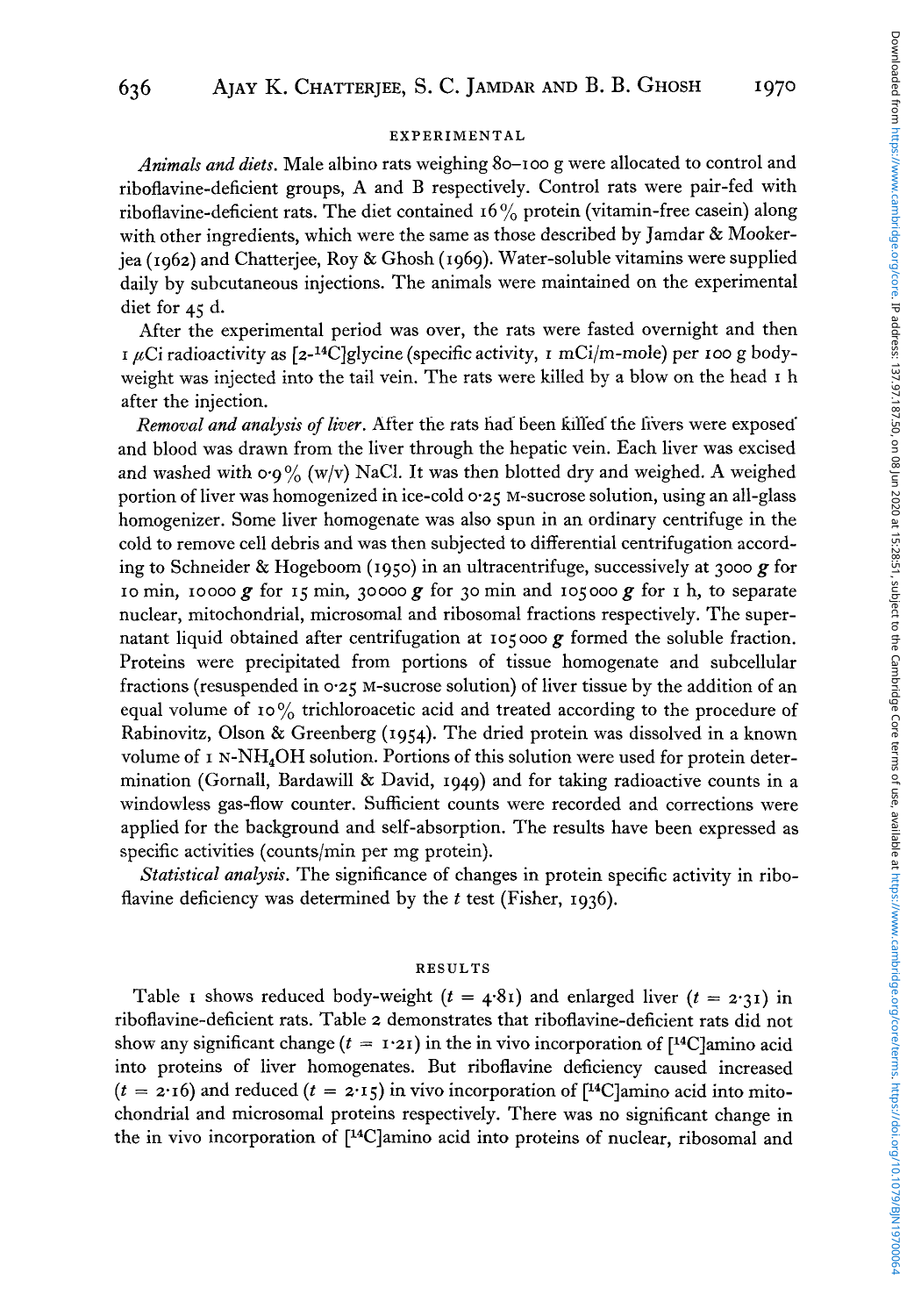## EXPERIMENTAL

*Animals and diets.* Male albino rats weighing 80–100 g were allocated to control and riboflavine-deficient groups, A and B respectively. Control rats were pair-fed with riboflavine-deficient rats. The diet contained 16% protein (vitamin-free casein) along with other ingredients, which were the same as those described by Jamdar & Mookerjea (1962) and Chatterjee, Roy & Ghosh (1969). Water-soluble vitamins were supplied daily by subcutaneous injections. The animals were maintained on the experimental diet for 45 d.

After the experimental period was over, the rats were fasted overnight and then 1 $\mu$Ci radioactivity as [2-$^{14}$C]glycine (specific activity, 1 mCi/m-mole) per 100 g body-weight was injected into the tail vein. The rats were killed by a blow on the head 1 h after the injection.

*Removal and analysis of liver.* After the rats had been killed the livers were exposed and blood was drawn from the liver through the hepatic vein. Each liver was excised and washed with 0·9% (w/v) NaCl. It was then blotted dry and weighed. A weighed portion of liver was homogenized in ice-cold 0·25 M-sucrose solution, using an all-glass homogenizer. Some liver homogenate was also spun in an ordinary centrifuge in the cold to remove cell debris and was then subjected to differential centrifugation according to Schneider & Hogeboom (1950) in an ultracentrifuge, successively at 3000 ***g*** for 10 min, 10000 ***g*** for 15 min, 30000 ***g*** for 30 min and 105000 ***g*** for 1 h, to separate nuclear, mitochondrial, microsomal and ribosomal fractions respectively. The supernatant liquid obtained after centrifugation at 105000 ***g*** formed the soluble fraction. Proteins were precipitated from portions of tissue homogenate and subcellular fractions (resuspended in 0·25 M-sucrose solution) of liver tissue by the addition of an equal volume of 10% trichloroacetic acid and treated according to the procedure of Rabinovitz, Olson & Greenberg (1954). The dried protein was dissolved in a known volume of 1 N-$NH_4OH$ solution. Portions of this solution were used for protein determination (Gornall, Bardawill & David, 1949) and for taking radioactive counts in a windowless gas-flow counter. Sufficient counts were recorded and corrections were applied for the background and self-absorption. The results have been expressed as specific activities (counts/min per mg protein).

*Statistical analysis.* The significance of changes in protein specific activity in riboflavine deficiency was determined by the *t* test (Fisher, 1936).

## RESULTS

Table 1 shows reduced body-weight ($t = 4·81$) and enlarged liver ($t = 2·31$) in riboflavine-deficient rats. Table 2 demonstrates that riboflavine-deficient rats did not show any significant change ($t = 1·21$) in the in vivo incorporation of [$^{14}$C]amino acid into proteins of liver homogenates. But riboflavine deficiency caused increased ($t = 2·16$) and reduced ($t = 2·15$) in vivo incorporation of [$^{14}$C]amino acid into mitochondrial and microsomal proteins respectively. There was no significant change in the in vivo incorporation of [$^{14}$C]amino acid into proteins of nuclear, ribosomal and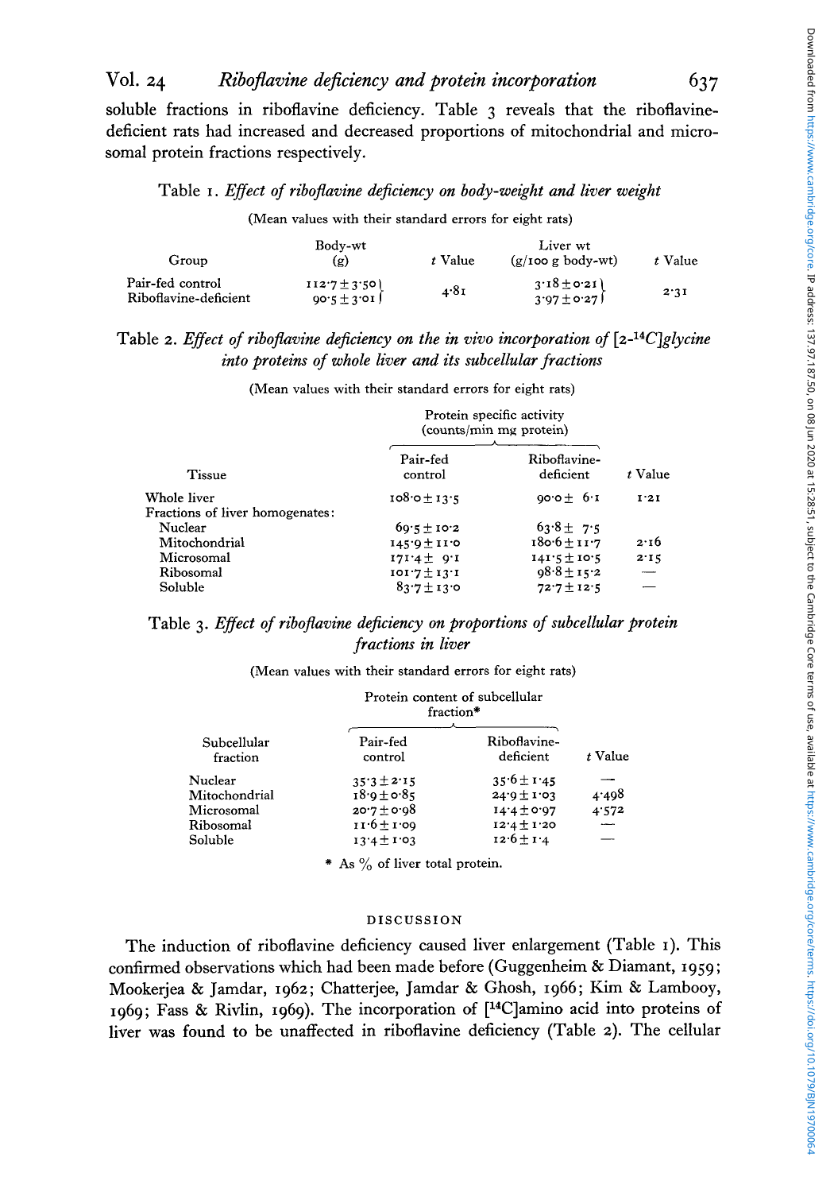soluble fractions in riboflavine deficiency. Table 3 reveals that the riboflavine-deficient rats had increased and decreased proportions of mitochondrial and microsomal protein fractions respectively.

Table 1. *Effect of riboflavine deficiency on body-weight and liver weight*

(Mean values with their standard errors for eight rats)

| Group | Body-wt (g) | *t* Value | Liver wt (g/100 g body-wt) | *t* Value |
|---|---|---|---|---|
| Pair-fed control | 112·7 ± 3·50 | 4·81 | 3·18 ± 0·21 | 2·31 |
| Riboflavine-deficient | 90·5 ± 3·01 | | 3·97 ± 0·27 | |

Table 2. *Effect of riboflavine deficiency on the in vivo incorporation of [2-$^{14}$C]glycine into proteins of whole liver and its subcellular fractions*

(Mean values with their standard errors for eight rats)

| Tissue | Protein specific activity (counts/min mg protein) | | |
|---|---|---|---|
| | Pair-fed control | Riboflavine-deficient | *t* Value |
| Whole liver | 108·0 ± 13·5 | 90·0 ± 6·1 | 1·21 |
| Fractions of liver homogenates: | | | |
| Nuclear | 69·5 ± 10·2 | 63·8 ± 7·5 | |
| Mitochondrial | 145·9 ± 11·0 | 180·6 ± 11·7 | 2·16 |
| Microsomal | 171·4 ± 9·1 | 141·5 ± 10·5 | 2·15 |
| Ribosomal | 101·7 ± 13·1 | 98·8 ± 15·2 | — |
| Soluble | 83·7 ± 13·0 | 72·7 ± 12·5 | — |

Table 3. *Effect of riboflavine deficiency on proportions of subcellular protein fractions in liver*

(Mean values with their standard errors for eight rats)

| Subcellular fraction | Protein content of subcellular fraction* | | |
|---|---|---|---|
| | Pair-fed control | Riboflavine-deficient | *t* Value |
| Nuclear | 35·3 ± 2·15 | 35·6 ± 1·45 | — |
| Mitochondrial | 18·9 ± 0·85 | 24·9 ± 1·03 | 4·498 |
| Microsomal | 20·7 ± 0·98 | 14·4 ± 0·97 | 4·572 |
| Ribosomal | 11·6 ± 1·09 | 12·4 ± 1·20 | — |
| Soluble | 13·4 ± 1·03 | 12·6 ± 1·4 | — |

\* As % of liver total protein.

## DISCUSSION

The induction of riboflavine deficiency caused liver enlargement (Table 1). This confirmed observations which had been made before (Guggenheim & Diamant, 1959; Mookerjea & Jamdar, 1962; Chatterjee, Jamdar & Ghosh, 1966; Kim & Lambooy, 1969; Fass & Rivlin, 1969). The incorporation of [$^{14}$C]amino acid into proteins of liver was found to be unaffected in riboflavine deficiency (Table 2). The cellular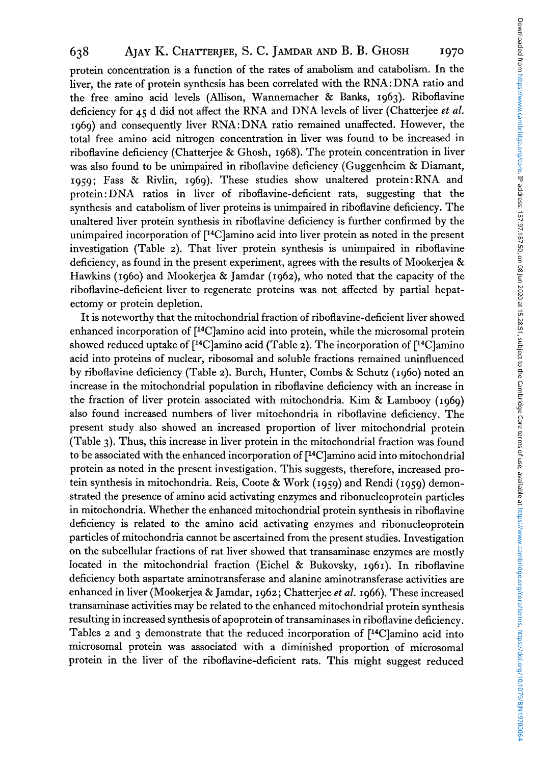protein concentration is a function of the rates of anabolism and catabolism. In the liver, the rate of protein synthesis has been correlated with the RNA:DNA ratio and the free amino acid levels (Allison, Wannemacher & Banks, 1963). Riboflavine deficiency for 45 d did not affect the RNA and DNA levels of liver (Chatterjee *et al.* 1969) and consequently liver RNA:DNA ratio remained unaffected. However, the total free amino acid nitrogen concentration in liver was found to be increased in riboflavine deficiency (Chatterjee & Ghosh, 1968). The protein concentration in liver was also found to be unimpaired in riboflavine deficiency (Guggenheim & Diamant, 1959; Fass & Rivlin, 1969). These studies show unaltered protein:RNA and protein:DNA ratios in liver of riboflavine-deficient rats, suggesting that the synthesis and catabolism of liver proteins is unimpaired in riboflavine deficiency. The unaltered liver protein synthesis in riboflavine deficiency is further confirmed by the unimpaired incorporation of [$^{14}$C]amino acid into liver protein as noted in the present investigation (Table 2). That liver protein synthesis is unimpaired in riboflavine deficiency, as found in the present experiment, agrees with the results of Mookerjea & Hawkins (1960) and Mookerjea & Jamdar (1962), who noted that the capacity of the riboflavine-deficient liver to regenerate proteins was not affected by partial hepatectomy or protein depletion.

It is noteworthy that the mitochondrial fraction of riboflavine-deficient liver showed enhanced incorporation of [$^{14}$C]amino acid into protein, while the microsomal protein showed reduced uptake of [$^{14}$C]amino acid (Table 2). The incorporation of [$^{14}$C]amino acid into proteins of nuclear, ribosomal and soluble fractions remained uninfluenced by riboflavine deficiency (Table 2). Burch, Hunter, Combs & Schutz (1960) noted an increase in the mitochondrial population in riboflavine deficiency with an increase in the fraction of liver protein associated with mitochondria. Kim & Lambooy (1969) also found increased numbers of liver mitochondria in riboflavine deficiency. The present study also showed an increased proportion of liver mitochondrial protein (Table 3). Thus, this increase in liver protein in the mitochondrial fraction was found to be associated with the enhanced incorporation of [$^{14}$C]amino acid into mitochondrial protein as noted in the present investigation. This suggests, therefore, increased protein synthesis in mitochondria. Reis, Coote & Work (1959) and Rendi (1959) demonstrated the presence of amino acid activating enzymes and ribonucleoprotein particles in mitochondria. Whether the enhanced mitochondrial protein synthesis in riboflavine deficiency is related to the amino acid activating enzymes and ribonucleoprotein particles of mitochondria cannot be ascertained from the present studies. Investigation on the subcellular fractions of rat liver showed that transaminase enzymes are mostly located in the mitochondrial fraction (Eichel & Bukovsky, 1961). In riboflavine deficiency both aspartate aminotransferase and alanine aminotransferase activities are enhanced in liver (Mookerjea & Jamdar, 1962; Chatterjee *et al.* 1966). These increased transaminase activities may be related to the enhanced mitochondrial protein synthesis resulting in increased synthesis of apoprotein of transaminases in riboflavine deficiency. Tables 2 and 3 demonstrate that the reduced incorporation of [$^{14}$C]amino acid into microsomal protein was associated with a diminished proportion of microsomal protein in the liver of the riboflavine-deficient rats. This might suggest reduced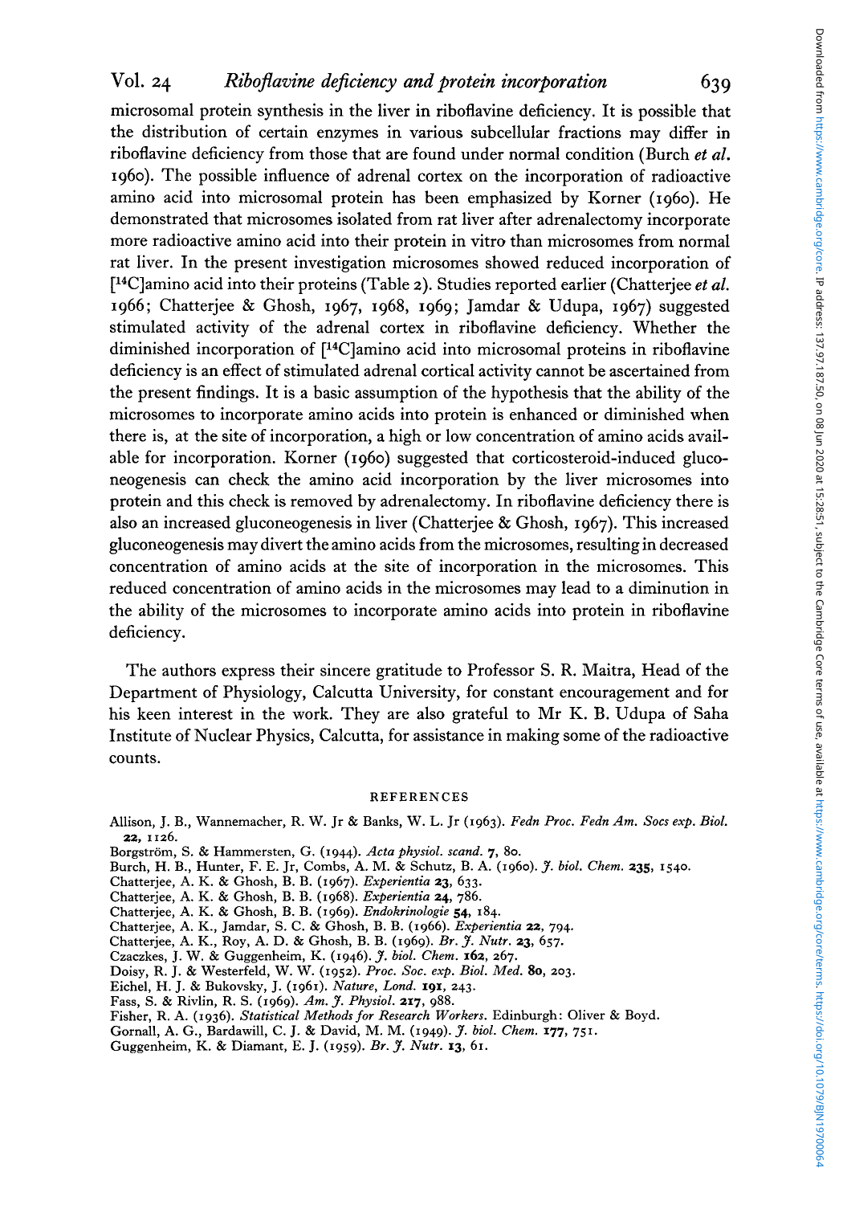microsomal protein synthesis in the liver in riboflavine deficiency. It is possible that the distribution of certain enzymes in various subcellular fractions may differ in riboflavine deficiency from those that are found under normal condition (Burch *et al.* 1960). The possible influence of adrenal cortex on the incorporation of radioactive amino acid into microsomal protein has been emphasized by Korner (1960). He demonstrated that microsomes isolated from rat liver after adrenalectomy incorporate more radioactive amino acid into their protein in vitro than microsomes from normal rat liver. In the present investigation microsomes showed reduced incorporation of [$^{14}$C]amino acid into their proteins (Table 2). Studies reported earlier (Chatterjee *et al.* 1966; Chatterjee & Ghosh, 1967, 1968, 1969; Jamdar & Udupa, 1967) suggested stimulated activity of the adrenal cortex in riboflavine deficiency. Whether the diminished incorporation of [$^{14}$C]amino acid into microsomal proteins in riboflavine deficiency is an effect of stimulated adrenal cortical activity cannot be ascertained from the present findings. It is a basic assumption of the hypothesis that the ability of the microsomes to incorporate amino acids into protein is enhanced or diminished when there is, at the site of incorporation, a high or low concentration of amino acids available for incorporation. Korner (1960) suggested that corticosteroid-induced gluconeogenesis can check the amino acid incorporation by the liver microsomes into protein and this check is removed by adrenalectomy. In riboflavine deficiency there is also an increased gluconeogenesis in liver (Chatterjee & Ghosh, 1967). This increased gluconeogenesis may divert the amino acids from the microsomes, resulting in decreased concentration of amino acids at the site of incorporation in the microsomes. This reduced concentration of amino acids in the microsomes may lead to a diminution in the ability of the microsomes to incorporate amino acids into protein in riboflavine deficiency.

The authors express their sincere gratitude to Professor S. R. Maitra, Head of the Department of Physiology, Calcutta University, for constant encouragement and for his keen interest in the work. They are also grateful to Mr K. B. Udupa of Saha Institute of Nuclear Physics, Calcutta, for assistance in making some of the radioactive counts.

## REFERENCES

Allison, J. B., Wannemacher, R. W. Jr & Banks, W. L. Jr (1963). *Fedn Proc. Fedn Am. Socs exp. Biol.* **22**, 1126.

Borgström, S. & Hammersten, G. (1944). *Acta physiol. scand.* **7**, 80.

Burch, H. B., Hunter, F. E. Jr, Combs, A. M. & Schutz, B. A. (1960). *J. biol. Chem.* **235**, 1540.

Chatterjee, A. K. & Ghosh, B. B. (1967). *Experientia* **23**, 633.

Chatterjee, A. K. & Ghosh, B. B. (1968). *Experientia* **24**, 786.

Chatterjee, A. K. & Ghosh, B. B. (1969). *Endokrinologie* **54**, 184.

Chatterjee, A. K., Jamdar, S. C. & Ghosh, B. B. (1966). *Experientia* **22**, 794.

Chatterjee, A. K., Roy, A. D. & Ghosh, B. B. (1969). *Br. J. Nutr.* **23**, 657.

Czaczkes, J. W. & Guggenheim, K. (1946). *J. biol. Chem.* **162**, 267.

Doisy, R. J. & Westerfeld, W. W. (1952). *Proc. Soc. exp. Biol. Med.* **80**, 203.

Eichel, H. J. & Bukovsky, J. (1961). *Nature, Lond.* **191**, 243.

Fass, S. & Rivlin, R. S. (1969). *Am. J. Physiol.* **217**, 988.

Fisher, R. A. (1936). *Statistical Methods for Research Workers.* Edinburgh: Oliver & Boyd.

Gornall, A. G., Bardawill, C. J. & David, M. M. (1949). *J. biol. Chem.* **177**, 751.

Guggenheim, K. & Diamant, E. J. (1959). *Br. J. Nutr.* **13**, 61.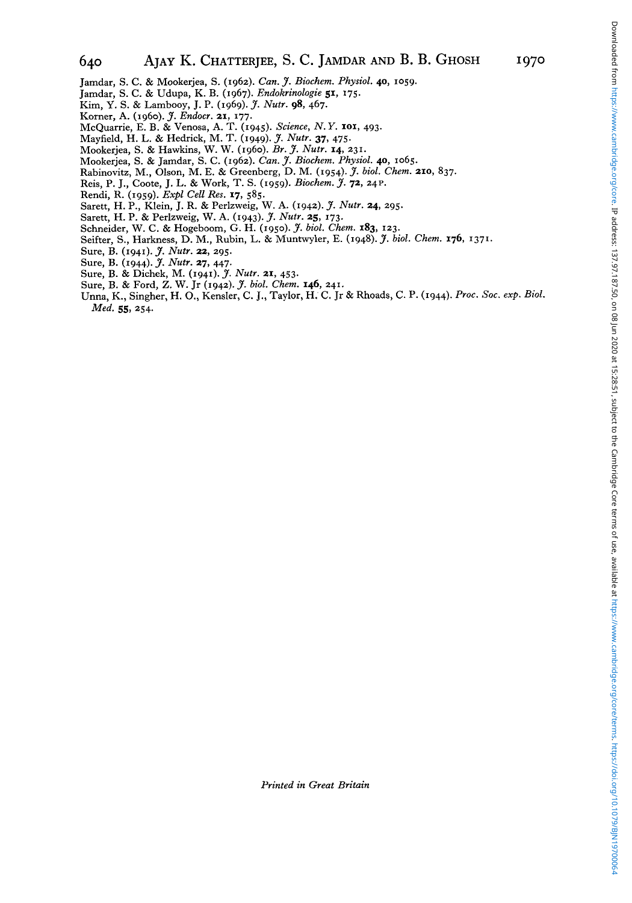Jamdar, S. C. & Mookerjea, S. (1962). *Can. J. Biochem. Physiol.* **40**, 1059.
Jamdar, S. C. & Udupa, K. B. (1967). *Endokrinologie* **51**, 175.
Kim, Y. S. & Lambooy, J. P. (1969). *J. Nutr.* **98**, 467.
Korner, A. (1960). *J. Endocr.* **21**, 177.
McQuarrie, E. B. & Venosa, A. T. (1945). *Science, N.Y.* **101**, 493.
Mayfield, H. L. & Hedrick, M. T. (1949). *J. Nutr.* **37**, 475.
Mookerjea, S. & Hawkins, W. W. (1960). *Br. J. Nutr.* **14**, 231.
Mookerjea, S. & Jamdar, S. C. (1962). *Can. J. Biochem. Physiol.* **40**, 1065.
Rabinovitz, M., Olson, M. E. & Greenberg, D. M. (1954). *J. biol. Chem.* **210**, 837.
Reis, P. J., Coote, J. L. & Work, T. S. (1959). *Biochem. J.* **72**, 24P.
Rendi, R. (1959). *Expl Cell Res.* **17**, 585.
Sarett, H. P., Klein, J. R. & Perlzweig, W. A. (1942). *J. Nutr.* **24**, 295.
Sarett, H. P. & Perlzweig, W. A. (1943). *J. Nutr.* **25**, 173.
Schneider, W. C. & Hogeboom, G. H. (1950). *J. biol. Chem.* **183**, 123.
Seifter, S., Harkness, D. M., Rubin, L. & Muntwyler, E. (1948). *J. biol. Chem.* **176**, 1371.
Sure, B. (1941). *J. Nutr.* **22**, 295.
Sure, B. (1944). *J. Nutr.* **27**, 447.
Sure, B. & Dichek, M. (1941). *J. Nutr.* **21**, 453.
Sure, B. & Ford, Z. W. Jr (1942). *J. biol. Chem.* **146**, 241.
Unna, K., Singher, H. O., Kensler, C. J., Taylor, H. C. Jr & Rhoads, C. P. (1944). *Proc. Soc. exp. Biol. Med.* **55**, 254.

*Printed in Great Britain*